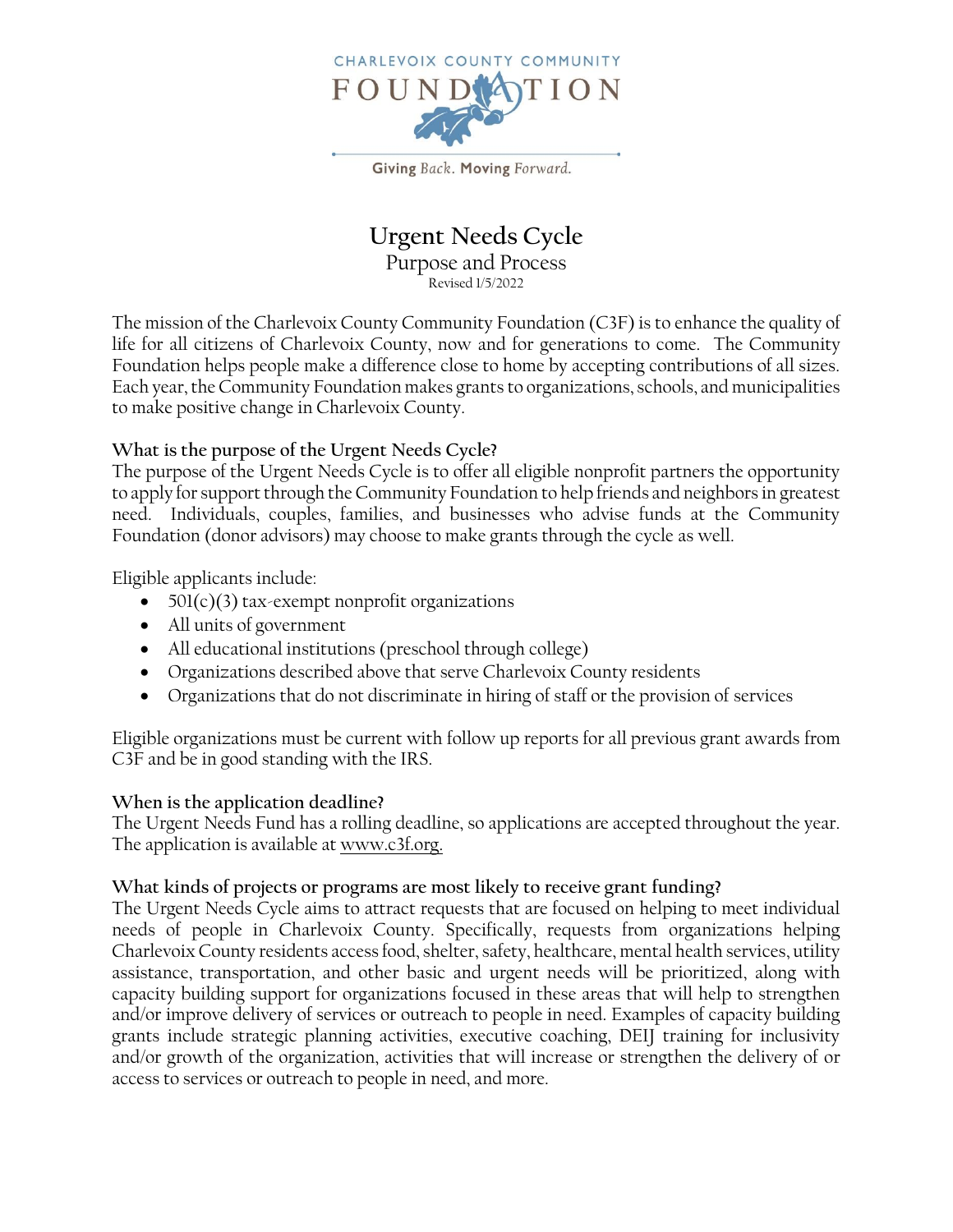CHARLEVOIX COUNTY COMMUNITY FOUNDATION

Giving Back. Moving Forward.

# Urgent Needs Cycle

## Purpose and Process

Revised 1/5/2022

The mission of the Charlevoix County Community Foundation (C3F) is to enhance the quality of life for all citizens of Charlevoix County, now and for generations to come. The Community Foundation helps people make a difference close to home by accepting contributions of all sizes. Each year, the Community Foundation makes grants to organizations, schools, and municipalities to make positive change in Charlevoix County.

### What is the purpose of the Urgent Needs Cycle?

The purpose of the Urgent Needs Cycle is to offer all eligible nonprofit partners the opportunity to apply for support through the Community Foundation to help friends and neighbors in greatest need. Individuals, couples, families, and businesses who advise funds at the Community Foundation (donor advisors) may choose to make grants through the cycle as well.

Eligible applicants include:

- 501(c)(3) tax-exempt nonprofit organizations
- All units of government
- All educational institutions (preschool through college)
- Organizations described above that serve Charlevoix County residents
- Organizations that do not discriminate in hiring of staff or the provision of services

Eligible organizations must be current with follow up reports for all previous grant awards from C3F and be in good standing with the IRS.

### When is the application deadline?

The Urgent Needs Fund has a rolling deadline, so applications are accepted throughout the year. The application is available at www.c3f.org.

### What kinds of projects or programs are most likely to receive grant funding?

The Urgent Needs Cycle aims to attract requests that are focused on helping to meet individual needs of people in Charlevoix County. Specifically, requests from organizations helping Charlevoix County residents access food, shelter, safety, healthcare, mental health services, utility assistance, transportation, and other basic and urgent needs will be prioritized, along with capacity building support for organizations focused in these areas that will help to strengthen and/or improve delivery of services or outreach to people in need. Examples of capacity building grants include strategic planning activities, executive coaching, DEIJ training for inclusivity and/or growth of the organization, activities that will increase or strengthen the delivery of or access to services or outreach to people in need, and more.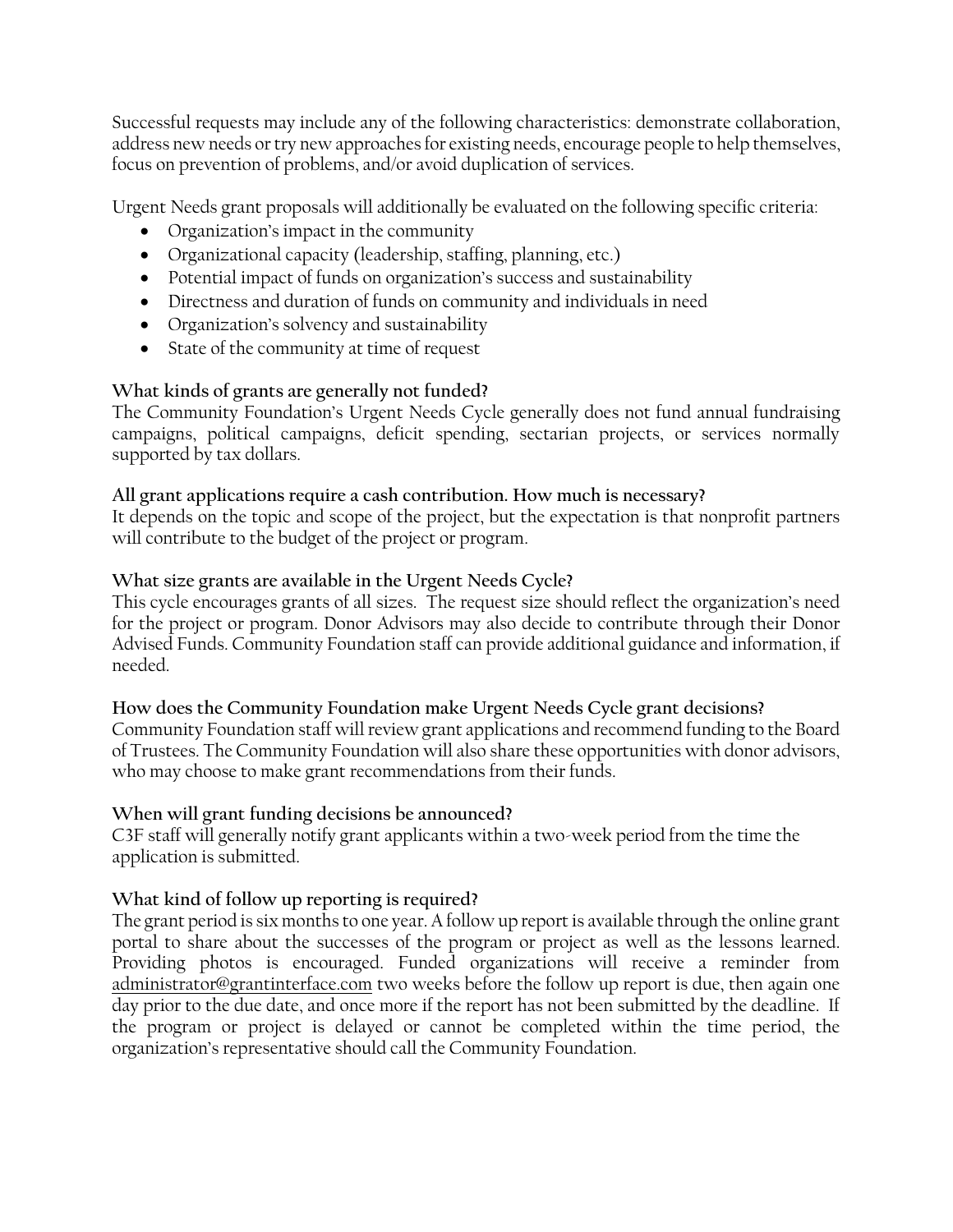Successful requests may include any of the following characteristics: demonstrate collaboration, address new needs or try new approaches for existing needs, encourage people to help themselves, focus on prevention of problems, and/or avoid duplication of services.

Urgent Needs grant proposals will additionally be evaluated on the following specific criteria:

- Organization's impact in the community
- Organizational capacity (leadership, staffing, planning, etc.)
- Potential impact of funds on organization's success and sustainability
- Directness and duration of funds on community and individuals in need
- Organization's solvency and sustainability
- State of the community at time of request

**What kinds of grants are generally not funded?**

The Community Foundation's Urgent Needs Cycle generally does not fund annual fundraising campaigns, political campaigns, deficit spending, sectarian projects, or services normally supported by tax dollars.

**All grant applications require a cash contribution. How much is necessary?**

It depends on the topic and scope of the project, but the expectation is that nonprofit partners will contribute to the budget of the project or program.

**What size grants are available in the Urgent Needs Cycle?**

This cycle encourages grants of all sizes. The request size should reflect the organization's need for the project or program. Donor Advisors may also decide to contribute through their Donor Advised Funds. Community Foundation staff can provide additional guidance and information, if needed.

**How does the Community Foundation make Urgent Needs Cycle grant decisions?**

Community Foundation staff will review grant applications and recommend funding to the Board of Trustees. The Community Foundation will also share these opportunities with donor advisors, who may choose to make grant recommendations from their funds.

**When will grant funding decisions be announced?**

C3F staff will generally notify grant applicants within a two-week period from the time the application is submitted.

**What kind of follow up reporting is required?**

The grant period is six months to one year. A follow up report is available through the online grant portal to share about the successes of the program or project as well as the lessons learned. Providing photos is encouraged. Funded organizations will receive a reminder from administrator@grantinterface.com two weeks before the follow up report is due, then again one day prior to the due date, and once more if the report has not been submitted by the deadline. If the program or project is delayed or cannot be completed within the time period, the organization's representative should call the Community Foundation.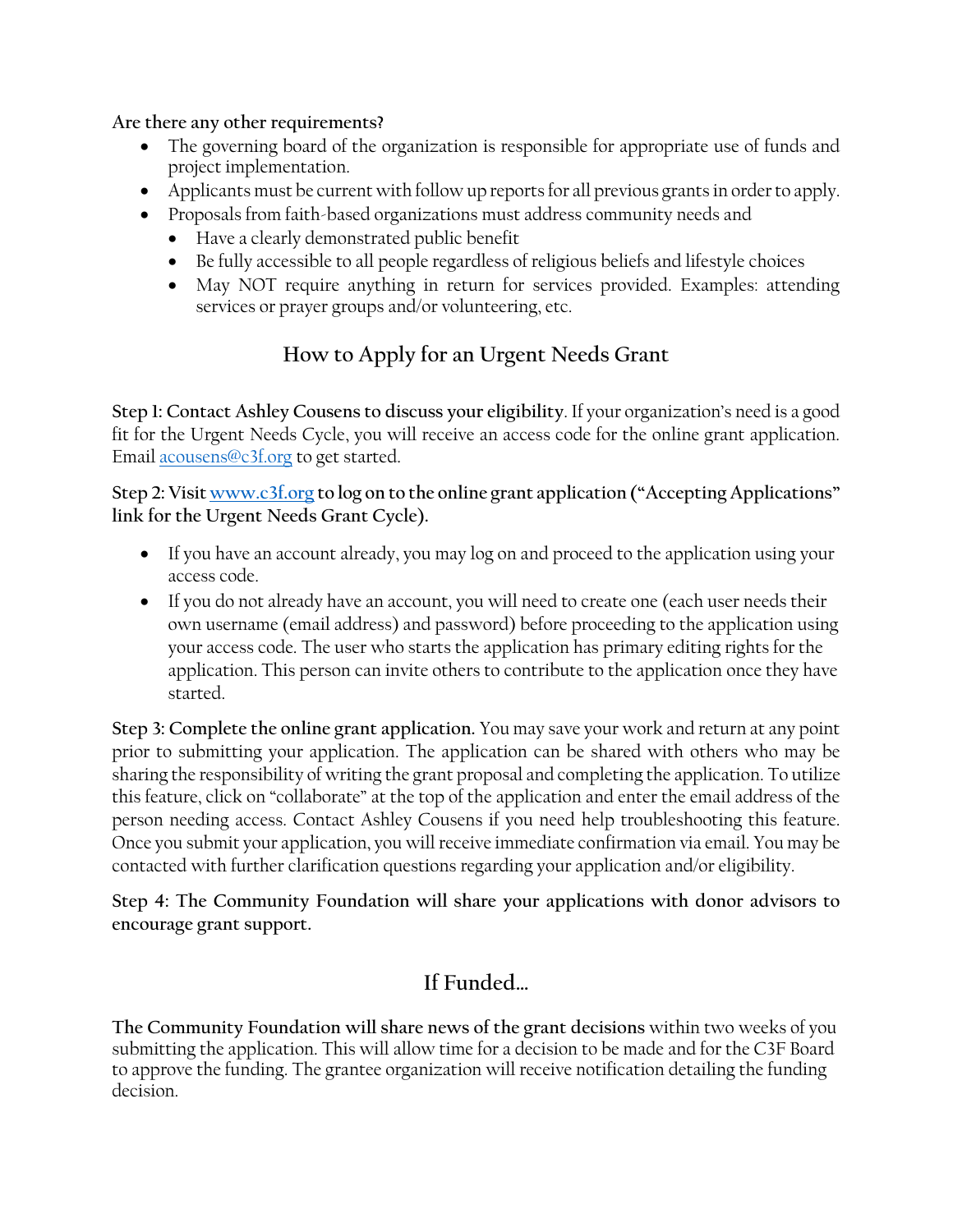**Are there any other requirements?**

- The governing board of the organization is responsible for appropriate use of funds and project implementation.
- Applicants must be current with follow up reports for all previous grants in order to apply.
- Proposals from faith-based organizations must address community needs and
  - Have a clearly demonstrated public benefit
  - Be fully accessible to all people regardless of religious beliefs and lifestyle choices
  - May NOT require anything in return for services provided. Examples: attending services or prayer groups and/or volunteering, etc.

## How to Apply for an Urgent Needs Grant

**Step 1: Contact Ashley Cousens to discuss your eligibility**. If your organization's need is a good fit for the Urgent Needs Cycle, you will receive an access code for the online grant application. Email [acousens@c3f.org](mailto:acousens@c3f.org) to get started.

**Step 2: Visit [www.c3f.org](http://www.c3f.org) to log on to the online grant application ("Accepting Applications" link for the Urgent Needs Grant Cycle).**

- If you have an account already, you may log on and proceed to the application using your access code.
- If you do not already have an account, you will need to create one (each user needs their own username (email address) and password) before proceeding to the application using your access code. The user who starts the application has primary editing rights for the application. This person can invite others to contribute to the application once they have started.

**Step 3: Complete the online grant application.** You may save your work and return at any point prior to submitting your application. The application can be shared with others who may be sharing the responsibility of writing the grant proposal and completing the application. To utilize this feature, click on "collaborate" at the top of the application and enter the email address of the person needing access. Contact Ashley Cousens if you need help troubleshooting this feature. Once you submit your application, you will receive immediate confirmation via email. You may be contacted with further clarification questions regarding your application and/or eligibility.

**Step 4: The Community Foundation will share your applications with donor advisors to encourage grant support.**

## If Funded…

**The Community Foundation will share news of the grant decisions** within two weeks of you submitting the application. This will allow time for a decision to be made and for the C3F Board to approve the funding. The grantee organization will receive notification detailing the funding decision.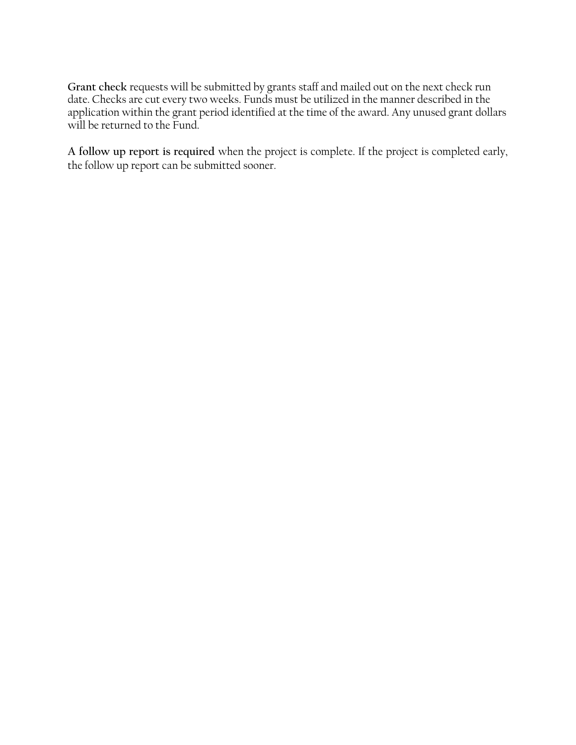**Grant check** requests will be submitted by grants staff and mailed out on the next check run date. Checks are cut every two weeks. Funds must be utilized in the manner described in the application within the grant period identified at the time of the award. Any unused grant dollars will be returned to the Fund.

**A follow up report is required** when the project is complete. If the project is completed early, the follow up report can be submitted sooner.